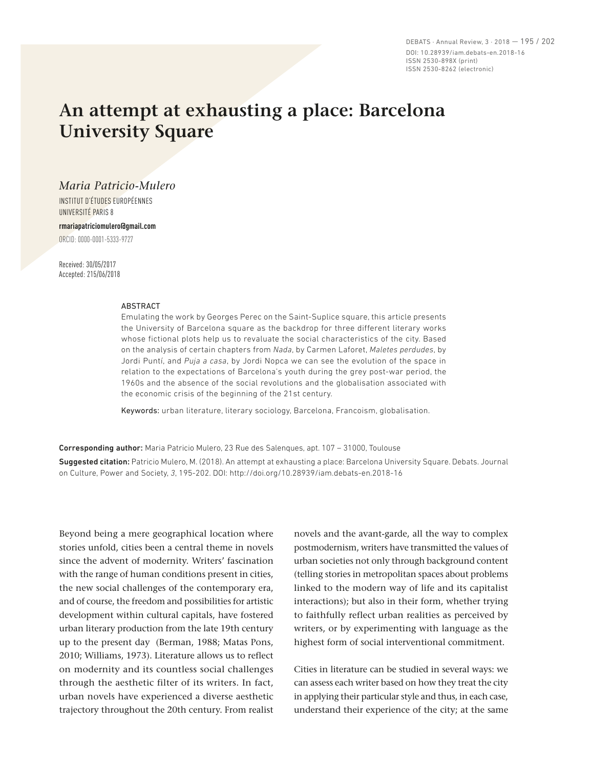# An attempt at exhausting a place: Barcelona University Square

*Maria Patricio-Mulero*

INSTITUT D'ÉTUDES EUROPÉENNES
UNIVERSITÉ PARIS 8

**rmariapatriciomulero@gmail.com**

ORCID: 0000-0001-5333-9727

Received: 30/05/2017
Accepted: 215/06/2018

## ABSTRACT

Emulating the work by Georges Perec on the Saint-Suplice square, this article presents the University of Barcelona square as the backdrop for three different literary works whose fictional plots help us to revaluate the social characteristics of the city. Based on the analysis of certain chapters from *Nada*, by Carmen Laforet, *Maletes perdudes*, by Jordi Puntí, and *Puja a casa*, by Jordi Nopca we can see the evolution of the space in relation to the expectations of Barcelona's youth during the grey post-war period, the 1960s and the absence of the social revolutions and the globalisation associated with the economic crisis of the beginning of the 21st century.

Keywords: urban literature, literary sociology, Barcelona, Francoism, globalisation.

**Corresponding author:** Maria Patricio Mulero, 23 Rue des Salenques, apt. 107 – 31000, Toulouse

**Suggested citation:** Patricio Mulero, M. (2018). An attempt at exhausting a place: Barcelona University Square. Debats. Journal on Culture, Power and Society, *3*, 195-202. DOI: http://doi.org/10.28939/iam.debats-en.2018-16

Beyond being a mere geographical location where stories unfold, cities been a central theme in novels since the advent of modernity. Writers' fascination with the range of human conditions present in cities, the new social challenges of the contemporary era, and of course, the freedom and possibilities for artistic development within cultural capitals, have fostered urban literary production from the late 19th century up to the present day (Berman, 1988; Matas Pons, 2010; Williams, 1973). Literature allows us to reflect on modernity and its countless social challenges through the aesthetic filter of its writers. In fact, urban novels have experienced a diverse aesthetic trajectory throughout the 20th century. From realist novels and the avant-garde, all the way to complex postmodernism, writers have transmitted the values of urban societies not only through background content (telling stories in metropolitan spaces about problems linked to the modern way of life and its capitalist interactions); but also in their form, whether trying to faithfully reflect urban realities as perceived by writers, or by experimenting with language as the highest form of social interventional commitment.

Cities in literature can be studied in several ways: we can assess each writer based on how they treat the city in applying their particular style and thus, in each case, understand their experience of the city; at the same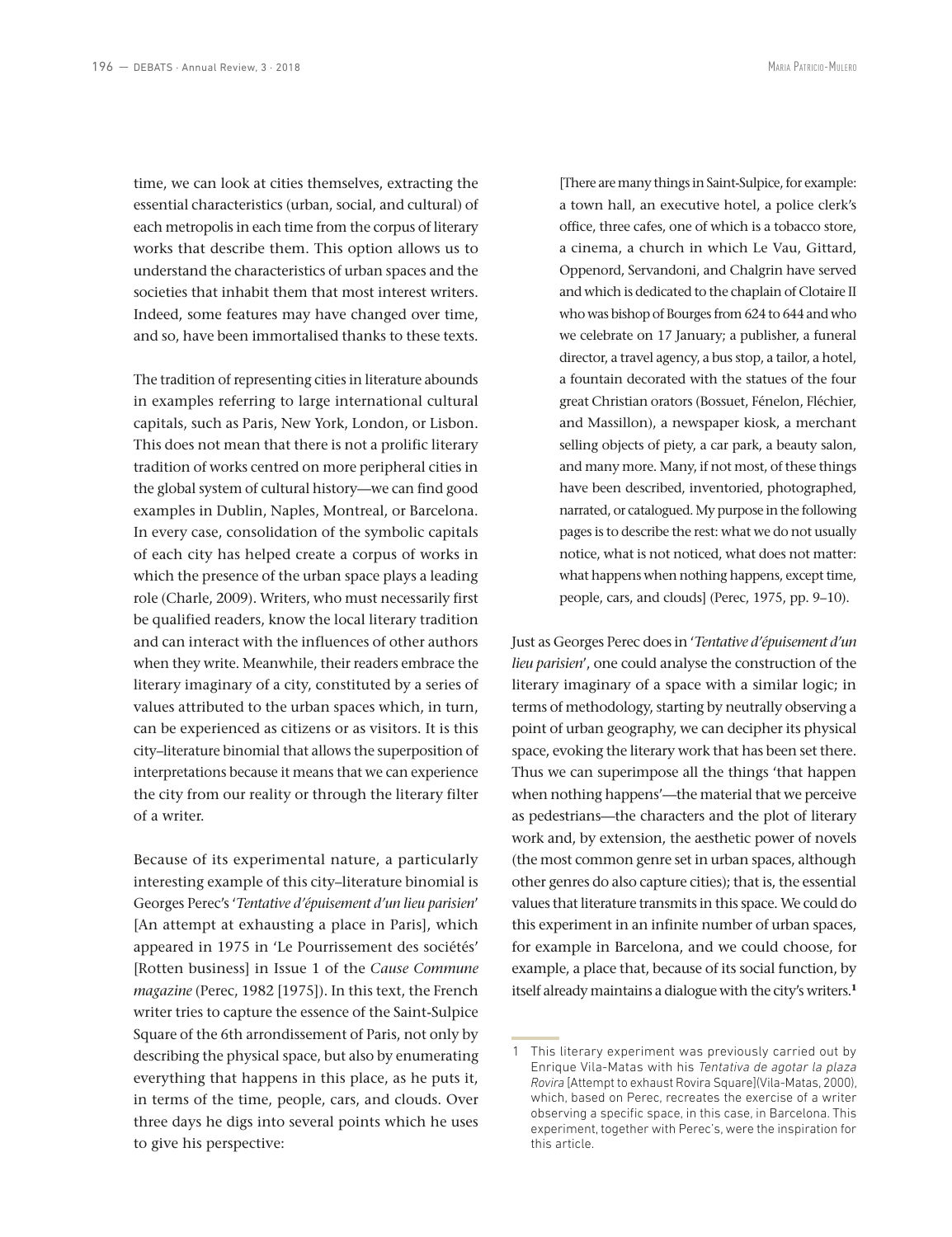time, we can look at cities themselves, extracting the essential characteristics (urban, social, and cultural) of each metropolis in each time from the corpus of literary works that describe them. This option allows us to understand the characteristics of urban spaces and the societies that inhabit them that most interest writers. Indeed, some features may have changed over time, and so, have been immortalised thanks to these texts.

The tradition of representing cities in literature abounds in examples referring to large international cultural capitals, such as Paris, New York, London, or Lisbon. This does not mean that there is not a prolific literary tradition of works centred on more peripheral cities in the global system of cultural history—we can find good examples in Dublin, Naples, Montreal, or Barcelona. In every case, consolidation of the symbolic capitals of each city has helped create a corpus of works in which the presence of the urban space plays a leading role (Charle, 2009). Writers, who must necessarily first be qualified readers, know the local literary tradition and can interact with the influences of other authors when they write. Meanwhile, their readers embrace the literary imaginary of a city, constituted by a series of values attributed to the urban spaces which, in turn, can be experienced as citizens or as visitors. It is this city–literature binomial that allows the superposition of interpretations because it means that we can experience the city from our reality or through the literary filter of a writer.

Because of its experimental nature, a particularly interesting example of this city–literature binomial is Georges Perec's '*Tentative d'épuisement d'un lieu parisien*' [An attempt at exhausting a place in Paris], which appeared in 1975 in 'Le Pourrissement des sociétés' [Rotten business] in Issue 1 of the *Cause Commune magazine* (Perec, 1982 [1975]). In this text, the French writer tries to capture the essence of the Saint-Sulpice Square of the 6th arrondissement of Paris, not only by describing the physical space, but also by enumerating everything that happens in this place, as he puts it, in terms of the time, people, cars, and clouds. Over three days he digs into several points which he uses to give his perspective:

> [There are many things in Saint-Sulpice, for example: a town hall, an executive hotel, a police clerk's office, three cafes, one of which is a tobacco store, a cinema, a church in which Le Vau, Gittard, Oppenord, Servandoni, and Chalgrin have served and which is dedicated to the chaplain of Clotaire II who was bishop of Bourges from 624 to 644 and who we celebrate on 17 January; a publisher, a funeral director, a travel agency, a bus stop, a tailor, a hotel, a fountain decorated with the statues of the four great Christian orators (Bossuet, Fénelon, Fléchier, and Massillon), a newspaper kiosk, a merchant selling objects of piety, a car park, a beauty salon, and many more. Many, if not most, of these things have been described, inventoried, photographed, narrated, or catalogued. My purpose in the following pages is to describe the rest: what we do not usually notice, what is not noticed, what does not matter: what happens when nothing happens, except time, people, cars, and clouds] (Perec, 1975, pp. 9–10).

Just as Georges Perec does in '*Tentative d'épuisement d'un lieu parisien*', one could analyse the construction of the literary imaginary of a space with a similar logic; in terms of methodology, starting by neutrally observing a point of urban geography, we can decipher its physical space, evoking the literary work that has been set there. Thus we can superimpose all the things 'that happen when nothing happens'—the material that we perceive as pedestrians—the characters and the plot of literary work and, by extension, the aesthetic power of novels (the most common genre set in urban spaces, although other genres do also capture cities); that is, the essential values that literature transmits in this space. We could do this experiment in an infinite number of urban spaces, for example in Barcelona, and we could choose, for example, a place that, because of its social function, by itself already maintains a dialogue with the city's writers.[1]

[1] This literary experiment was previously carried out by Enrique Vila-Matas with his *Tentativa de agotar la plaza Rovira* [Attempt to exhaust Rovira Square](Vila-Matas, 2000), which, based on Perec, recreates the exercise of a writer observing a specific space, in this case, in Barcelona. This experiment, together with Perec's, were the inspiration for this article.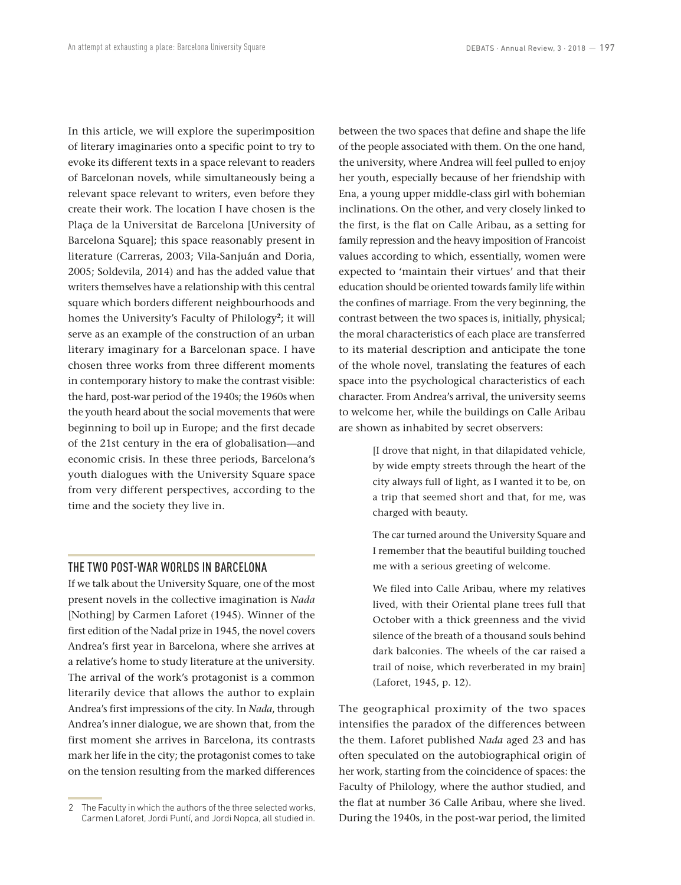In this article, we will explore the superimposition of literary imaginaries onto a specific point to try to evoke its different texts in a space relevant to readers of Barcelonan novels, while simultaneously being a relevant space relevant to writers, even before they create their work. The location I have chosen is the Plaça de la Universitat de Barcelona [University of Barcelona Square]; this space reasonably present in literature (Carreras, 2003; Vila-Sanjuán and Doria, 2005; Soldevila, 2014) and has the added value that writers themselves have a relationship with this central square which borders different neighbourhoods and homes the University's Faculty of Philology[2]; it will serve as an example of the construction of an urban literary imaginary for a Barcelonan space. I have chosen three works from three different moments in contemporary history to make the contrast visible: the hard, post-war period of the 1940s; the 1960s when the youth heard about the social movements that were beginning to boil up in Europe; and the first decade of the 21st century in the era of globalisation—and economic crisis. In these three periods, Barcelona's youth dialogues with the University Square space from very different perspectives, according to the time and the society they live in.

## THE TWO POST-WAR WORLDS IN BARCELONA

If we talk about the University Square, one of the most present novels in the collective imagination is *Nada* [Nothing] by Carmen Laforet (1945). Winner of the first edition of the Nadal prize in 1945, the novel covers Andrea's first year in Barcelona, where she arrives at a relative's home to study literature at the university. The arrival of the work's protagonist is a common literarily device that allows the author to explain Andrea's first impressions of the city. In *Nada*, through Andrea's inner dialogue, we are shown that, from the first moment she arrives in Barcelona, its contrasts mark her life in the city; the protagonist comes to take on the tension resulting from the marked differences between the two spaces that define and shape the life of the people associated with them. On the one hand, the university, where Andrea will feel pulled to enjoy her youth, especially because of her friendship with Ena, a young upper middle-class girl with bohemian inclinations. On the other, and very closely linked to the first, is the flat on Calle Aribau, as a setting for family repression and the heavy imposition of Francoist values according to which, essentially, women were expected to 'maintain their virtues' and that their education should be oriented towards family life within the confines of marriage. From the very beginning, the contrast between the two spaces is, initially, physical; the moral characteristics of each place are transferred to its material description and anticipate the tone of the whole novel, translating the features of each space into the psychological characteristics of each character. From Andrea's arrival, the university seems to welcome her, while the buildings on Calle Aribau are shown as inhabited by secret observers:

> [I drove that night, in that dilapidated vehicle, by wide empty streets through the heart of the city always full of light, as I wanted it to be, on a trip that seemed short and that, for me, was charged with beauty.
>
> The car turned around the University Square and I remember that the beautiful building touched me with a serious greeting of welcome.
>
> We filed into Calle Aribau, where my relatives lived, with their Oriental plane trees full that October with a thick greenness and the vivid silence of the breath of a thousand souls behind dark balconies. The wheels of the car raised a trail of noise, which reverberated in my brain] (Laforet, 1945, p. 12).

The geographical proximity of the two spaces intensifies the paradox of the differences between the them. Laforet published *Nada* aged 23 and has often speculated on the autobiographical origin of her work, starting from the coincidence of spaces: the Faculty of Philology, where the author studied, and the flat at number 36 Calle Aribau, where she lived. During the 1940s, in the post-war period, the limited

2 The Faculty in which the authors of the three selected works, Carmen Laforet, Jordi Puntí, and Jordi Nopca, all studied in.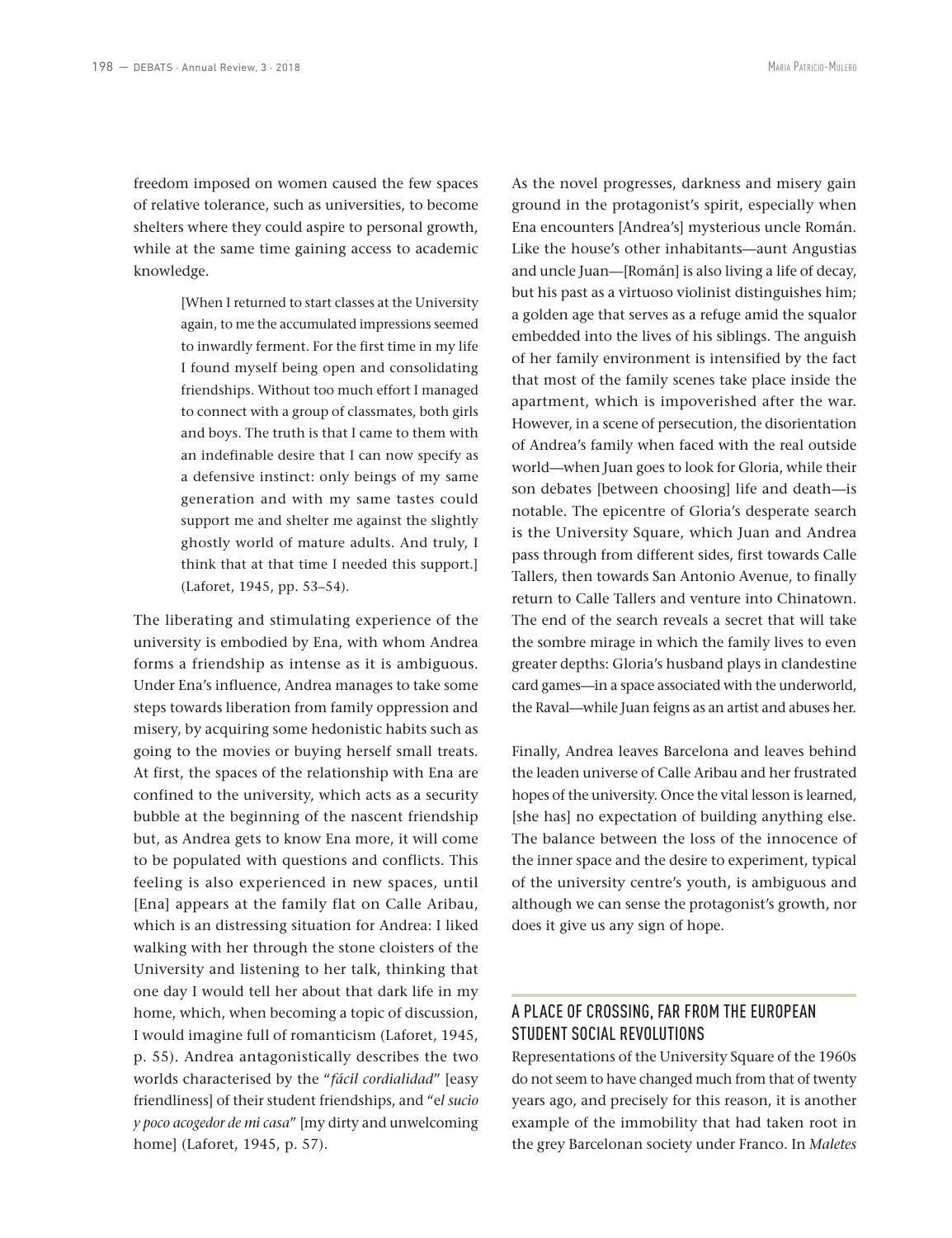freedom imposed on women caused the few spaces of relative tolerance, such as universities, to become shelters where they could aspire to personal growth, while at the same time gaining access to academic knowledge.

> [When I returned to start classes at the University again, to me the accumulated impressions seemed to inwardly ferment. For the first time in my life I found myself being open and consolidating friendships. Without too much effort I managed to connect with a group of classmates, both girls and boys. The truth is that I came to them with an indefinable desire that I can now specify as a defensive instinct: only beings of my same generation and with my same tastes could support me and shelter me against the slightly ghostly world of mature adults. And truly, I think that at that time I needed this support.] (Laforet, 1945, pp. 53–54).

The liberating and stimulating experience of the university is embodied by Ena, with whom Andrea forms a friendship as intense as it is ambiguous. Under Ena's influence, Andrea manages to take some steps towards liberation from family oppression and misery, by acquiring some hedonistic habits such as going to the movies or buying herself small treats. At first, the spaces of the relationship with Ena are confined to the university, which acts as a security bubble at the beginning of the nascent friendship but, as Andrea gets to know Ena more, it will come to be populated with questions and conflicts. This feeling is also experienced in new spaces, until [Ena] appears at the family flat on Calle Aribau, which is an distressing situation for Andrea: I liked walking with her through the stone cloisters of the University and listening to her talk, thinking that one day I would tell her about that dark life in my home, which, when becoming a topic of discussion, I would imagine full of romanticism (Laforet, 1945, p. 55). Andrea antagonistically describes the two worlds characterised by the "*fácil cordialidad*" [easy friendliness] of their student friendships, and "*el sucio y poco acogedor de mi casa*" [my dirty and unwelcoming home] (Laforet, 1945, p. 57).

As the novel progresses, darkness and misery gain ground in the protagonist's spirit, especially when Ena encounters [Andrea's] mysterious uncle Román. Like the house's other inhabitants—aunt Angustias and uncle Juan—[Román] is also living a life of decay, but his past as a virtuoso violinist distinguishes him; a golden age that serves as a refuge amid the squalor embedded into the lives of his siblings. The anguish of her family environment is intensified by the fact that most of the family scenes take place inside the apartment, which is impoverished after the war. However, in a scene of persecution, the disorientation of Andrea's family when faced with the real outside world—when Juan goes to look for Gloria, while their son debates [between choosing] life and death—is notable. The epicentre of Gloria's desperate search is the University Square, which Juan and Andrea pass through from different sides, first towards Calle Tallers, then towards San Antonio Avenue, to finally return to Calle Tallers and venture into Chinatown. The end of the search reveals a secret that will take the sombre mirage in which the family lives to even greater depths: Gloria's husband plays in clandestine card games—in a space associated with the underworld, the Raval—while Juan feigns as an artist and abuses her.

Finally, Andrea leaves Barcelona and leaves behind the leaden universe of Calle Aribau and her frustrated hopes of the university. Once the vital lesson is learned, [she has] no expectation of building anything else. The balance between the loss of the innocence of the inner space and the desire to experiment, typical of the university centre's youth, is ambiguous and although we can sense the protagonist's growth, nor does it give us any sign of hope.

## A PLACE OF CROSSING, FAR FROM THE EUROPEAN STUDENT SOCIAL REVOLUTIONS

Representations of the University Square of the 1960s do not seem to have changed much from that of twenty years ago, and precisely for this reason, it is another example of the immobility that had taken root in the grey Barcelonan society under Franco. In *Maletes*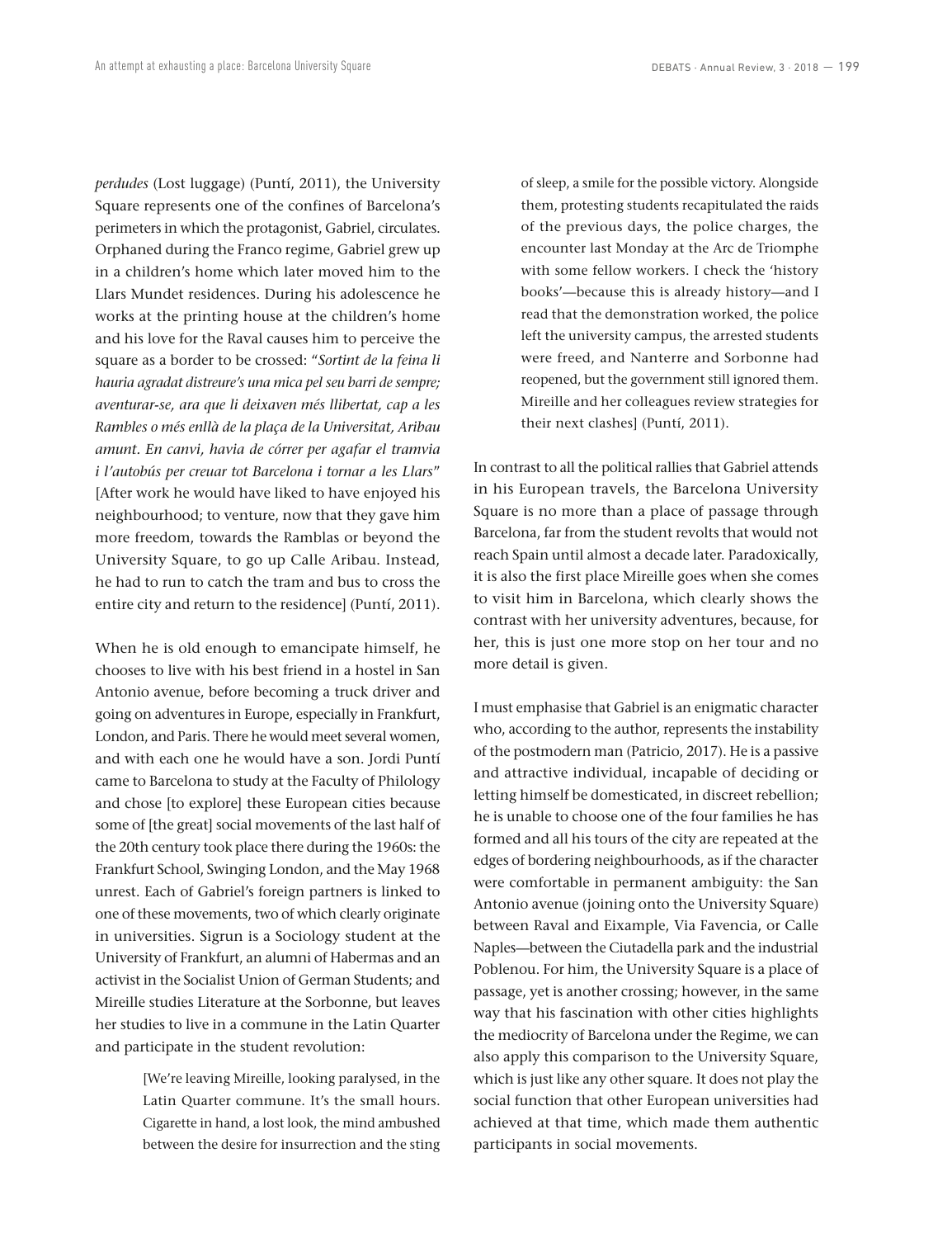*perdudes* (Lost luggage) (Puntí, 2011), the University Square represents one of the confines of Barcelona's perimeters in which the protagonist, Gabriel, circulates. Orphaned during the Franco regime, Gabriel grew up in a children's home which later moved him to the Llars Mundet residences. During his adolescence he works at the printing house at the children's home and his love for the Raval causes him to perceive the square as a border to be crossed: "*Sortint de la feina li hauria agradat distreure's una mica pel seu barri de sempre; aventurar-se, ara que li deixaven més llibertat, cap a les Rambles o més enllà de la plaça de la Universitat, Aribau amunt. En canvi, havia de córrer per agafar el tramvia i l'autobús per creuar tot Barcelona i tornar a les Llars*" [After work he would have liked to have enjoyed his neighbourhood; to venture, now that they gave him more freedom, towards the Ramblas or beyond the University Square, to go up Calle Aribau. Instead, he had to run to catch the tram and bus to cross the entire city and return to the residence] (Puntí, 2011).

When he is old enough to emancipate himself, he chooses to live with his best friend in a hostel in San Antonio avenue, before becoming a truck driver and going on adventures in Europe, especially in Frankfurt, London, and Paris. There he would meet several women, and with each one he would have a son. Jordi Puntí came to Barcelona to study at the Faculty of Philology and chose [to explore] these European cities because some of [the great] social movements of the last half of the 20th century took place there during the 1960s: the Frankfurt School, Swinging London, and the May 1968 unrest. Each of Gabriel's foreign partners is linked to one of these movements, two of which clearly originate in universities. Sigrun is a Sociology student at the University of Frankfurt, an alumni of Habermas and an activist in the Socialist Union of German Students; and Mireille studies Literature at the Sorbonne, but leaves her studies to live in a commune in the Latin Quarter and participate in the student revolution:

> [We're leaving Mireille, looking paralysed, in the Latin Quarter commune. It's the small hours. Cigarette in hand, a lost look, the mind ambushed between the desire for insurrection and the sting of sleep, a smile for the possible victory. Alongside them, protesting students recapitulated the raids of the previous days, the police charges, the encounter last Monday at the Arc de Triomphe with some fellow workers. I check the 'history books'—because this is already history—and I read that the demonstration worked, the police left the university campus, the arrested students were freed, and Nanterre and Sorbonne had reopened, but the government still ignored them. Mireille and her colleagues review strategies for their next clashes] (Puntí, 2011).

In contrast to all the political rallies that Gabriel attends in his European travels, the Barcelona University Square is no more than a place of passage through Barcelona, far from the student revolts that would not reach Spain until almost a decade later. Paradoxically, it is also the first place Mireille goes when she comes to visit him in Barcelona, which clearly shows the contrast with her university adventures, because, for her, this is just one more stop on her tour and no more detail is given.

I must emphasise that Gabriel is an enigmatic character who, according to the author, represents the instability of the postmodern man (Patricio, 2017). He is a passive and attractive individual, incapable of deciding or letting himself be domesticated, in discreet rebellion; he is unable to choose one of the four families he has formed and all his tours of the city are repeated at the edges of bordering neighbourhoods, as if the character were comfortable in permanent ambiguity: the San Antonio avenue (joining onto the University Square) between Raval and Eixample, Via Favencia, or Calle Naples—between the Ciutadella park and the industrial Poblenou. For him, the University Square is a place of passage, yet is another crossing; however, in the same way that his fascination with other cities highlights the mediocrity of Barcelona under the Regime, we can also apply this comparison to the University Square, which is just like any other square. It does not play the social function that other European universities had achieved at that time, which made them authentic participants in social movements.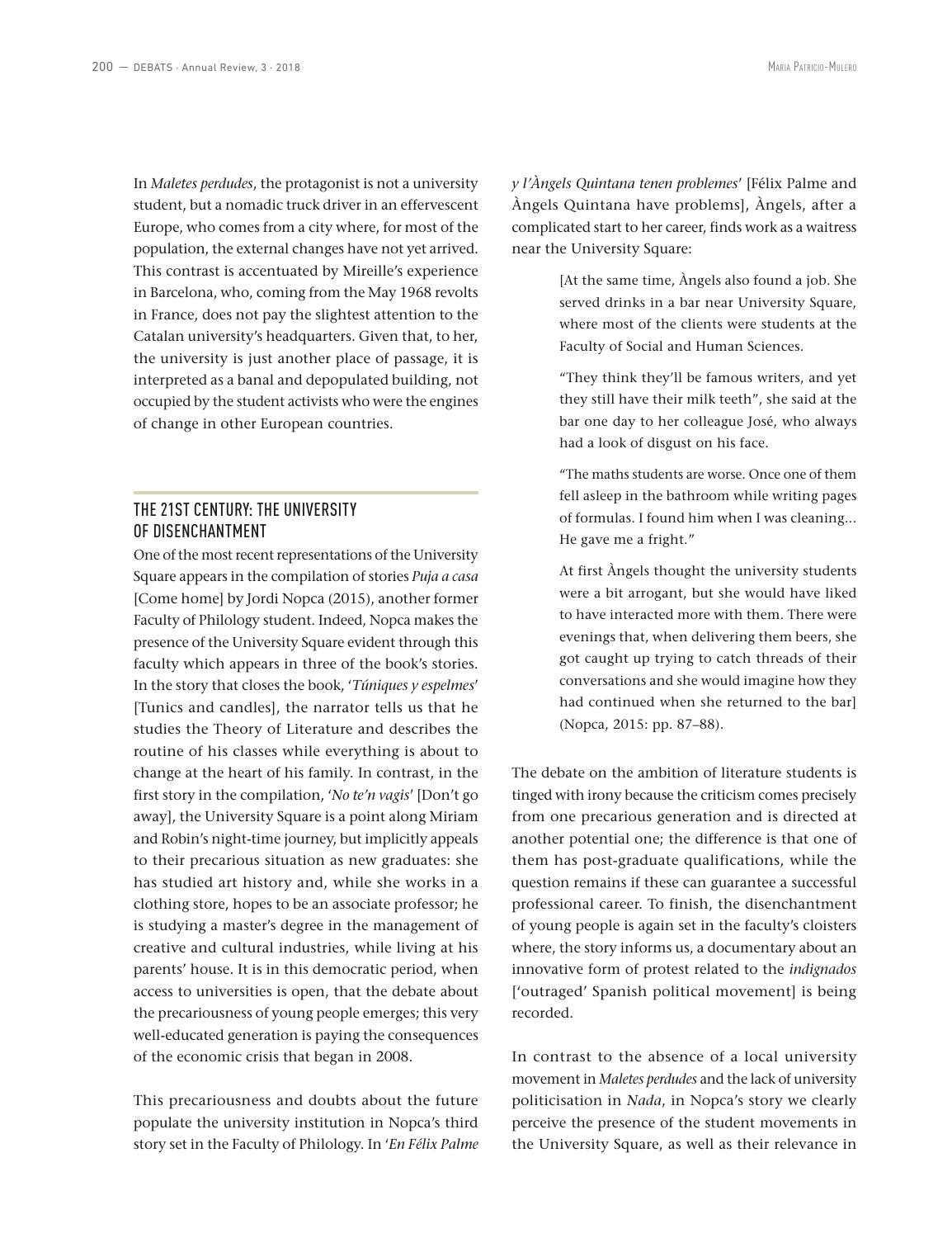In *Maletes perdudes*, the protagonist is not a university student, but a nomadic truck driver in an effervescent Europe, who comes from a city where, for most of the population, the external changes have not yet arrived. This contrast is accentuated by Mireille's experience in Barcelona, who, coming from the May 1968 revolts in France, does not pay the slightest attention to the Catalan university's headquarters. Given that, to her, the university is just another place of passage, it is interpreted as a banal and depopulated building, not occupied by the student activists who were the engines of change in other European countries.

## THE 21ST CENTURY: THE UNIVERSITY OF DISENCHANTMENT

One of the most recent representations of the University Square appears in the compilation of stories *Puja a casa* [Come home] by Jordi Nopca (2015), another former Faculty of Philology student. Indeed, Nopca makes the presence of the University Square evident through this faculty which appears in three of the book's stories. In the story that closes the book, '*Túniques y espelmes*' [Tunics and candles], the narrator tells us that he studies the Theory of Literature and describes the routine of his classes while everything is about to change at the heart of his family. In contrast, in the first story in the compilation, '*No te'n vagis*' [Don't go away], the University Square is a point along Miriam and Robin's night-time journey, but implicitly appeals to their precarious situation as new graduates: she has studied art history and, while she works in a clothing store, hopes to be an associate professor; he is studying a master's degree in the management of creative and cultural industries, while living at his parents' house. It is in this democratic period, when access to universities is open, that the debate about the precariousness of young people emerges; this very well-educated generation is paying the consequences of the economic crisis that began in 2008.

This precariousness and doubts about the future populate the university institution in Nopca's third story set in the Faculty of Philology. In '*En Félix Palme y l'Àngels Quintana tenen problemes*' [Félix Palme and Àngels Quintana have problems], Àngels, after a complicated start to her career, finds work as a waitress near the University Square:

> [At the same time, Àngels also found a job. She served drinks in a bar near University Square, where most of the clients were students at the Faculty of Social and Human Sciences.
>
> "They think they'll be famous writers, and yet they still have their milk teeth", she said at the bar one day to her colleague José, who always had a look of disgust on his face.
>
> "The maths students are worse. Once one of them fell asleep in the bathroom while writing pages of formulas. I found him when I was cleaning... He gave me a fright."
>
> At first Àngels thought the university students were a bit arrogant, but she would have liked to have interacted more with them. There were evenings that, when delivering them beers, she got caught up trying to catch threads of their conversations and she would imagine how they had continued when she returned to the bar] (Nopca, 2015: pp. 87–88).

The debate on the ambition of literature students is tinged with irony because the criticism comes precisely from one precarious generation and is directed at another potential one; the difference is that one of them has post-graduate qualifications, while the question remains if these can guarantee a successful professional career. To finish, the disenchantment of young people is again set in the faculty's cloisters where, the story informs us, a documentary about an innovative form of protest related to the *indignados* ['outraged' Spanish political movement] is being recorded.

In contrast to the absence of a local university movement in *Maletes perdudes* and the lack of university politicisation in *Nada*, in Nopca's story we clearly perceive the presence of the student movements in the University Square, as well as their relevance in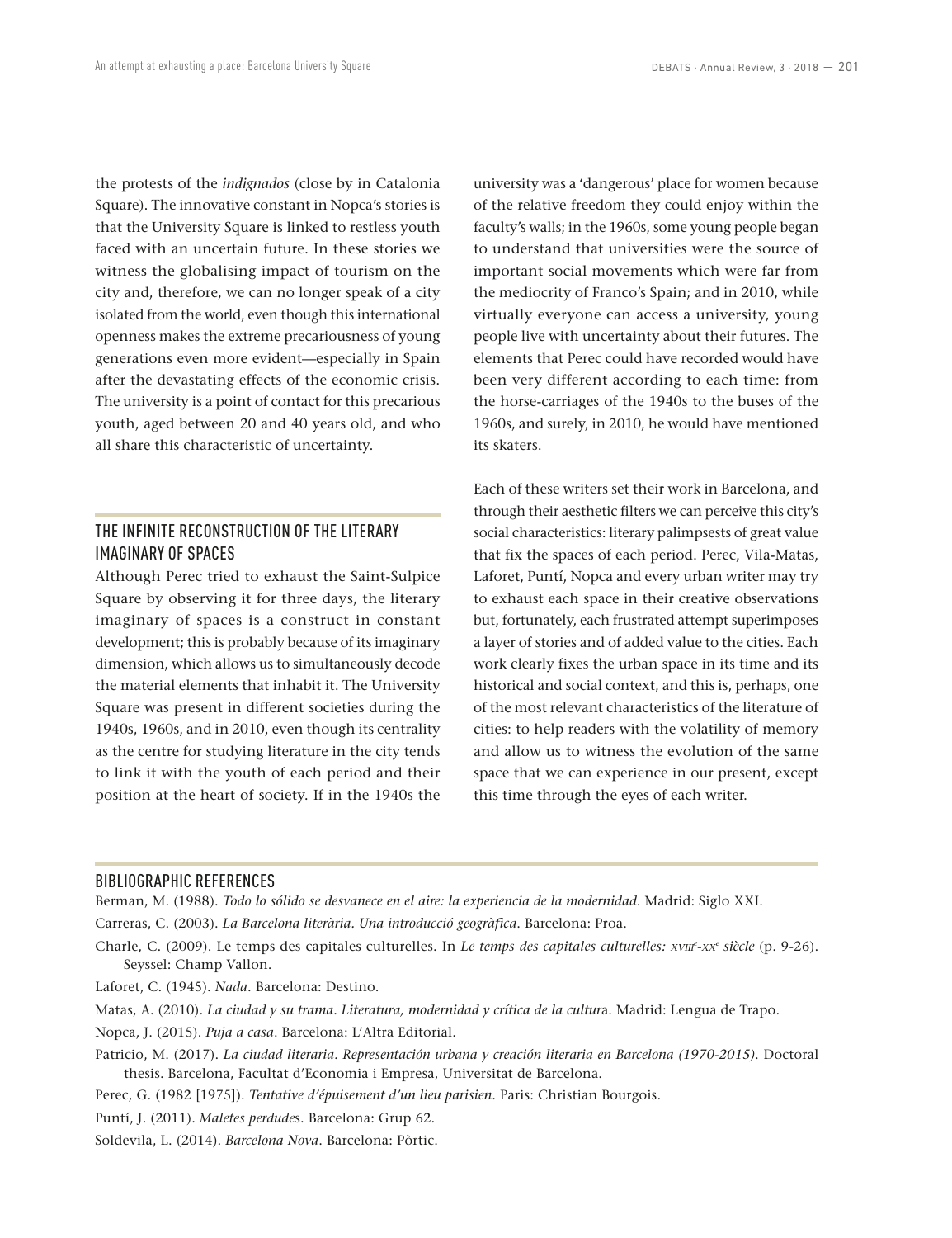the protests of the *indignados* (close by in Catalonia Square). The innovative constant in Nopca's stories is that the University Square is linked to restless youth faced with an uncertain future. In these stories we witness the globalising impact of tourism on the city and, therefore, we can no longer speak of a city isolated from the world, even though this international openness makes the extreme precariousness of young generations even more evident—especially in Spain after the devastating effects of the economic crisis. The university is a point of contact for this precarious youth, aged between 20 and 40 years old, and who all share this characteristic of uncertainty.

## THE INFINITE RECONSTRUCTION OF THE LITERARY IMAGINARY OF SPACES

Although Perec tried to exhaust the Saint-Sulpice Square by observing it for three days, the literary imaginary of spaces is a construct in constant development; this is probably because of its imaginary dimension, which allows us to simultaneously decode the material elements that inhabit it. The University Square was present in different societies during the 1940s, 1960s, and in 2010, even though its centrality as the centre for studying literature in the city tends to link it with the youth of each period and their position at the heart of society. If in the 1940s the university was a 'dangerous' place for women because of the relative freedom they could enjoy within the faculty's walls; in the 1960s, some young people began to understand that universities were the source of important social movements which were far from the mediocrity of Franco's Spain; and in 2010, while virtually everyone can access a university, young people live with uncertainty about their futures. The elements that Perec could have recorded would have been very different according to each time: from the horse-carriages of the 1940s to the buses of the 1960s, and surely, in 2010, he would have mentioned its skaters.

Each of these writers set their work in Barcelona, and through their aesthetic filters we can perceive this city's social characteristics: literary palimpsests of great value that fix the spaces of each period. Perec, Vila-Matas, Laforet, Puntí, Nopca and every urban writer may try to exhaust each space in their creative observations but, fortunately, each frustrated attempt superimposes a layer of stories and of added value to the cities. Each work clearly fixes the urban space in its time and its historical and social context, and this is, perhaps, one of the most relevant characteristics of the literature of cities: to help readers with the volatility of memory and allow us to witness the evolution of the same space that we can experience in our present, except this time through the eyes of each writer.

## BIBLIOGRAPHIC REFERENCES

Berman, M. (1988). *Todo lo sólido se desvanece en el aire: la experiencia de la modernidad*. Madrid: Siglo XXI.

Carreras, C. (2003). *La Barcelona literària. Una introducció geogràfica*. Barcelona: Proa.

Charle, C. (2009). Le temps des capitales culturelles. In *Le temps des capitales culturelles: XVIII^e^-XX^e^ siècle* (p. 9-26). Seyssel: Champ Vallon.

Laforet, C. (1945). *Nada*. Barcelona: Destino.

Matas, A. (2010). *La ciudad y su trama. Literatura, modernidad y crítica de la cultura*. Madrid: Lengua de Trapo.

Nopca, J. (2015). *Puja a casa*. Barcelona: L'Altra Editorial.

Patricio, M. (2017). *La ciudad literaria. Representación urbana y creación literaria en Barcelona (1970-2015)*. Doctoral thesis. Barcelona, Facultat d'Economia i Empresa, Universitat de Barcelona.

Perec, G. (1982 [1975]). *Tentative d'épuisement d'un lieu parisien*. Paris: Christian Bourgois.

Puntí, J. (2011). *Maletes perdudes*. Barcelona: Grup 62.

Soldevila, L. (2014). *Barcelona Nova*. Barcelona: Pòrtic.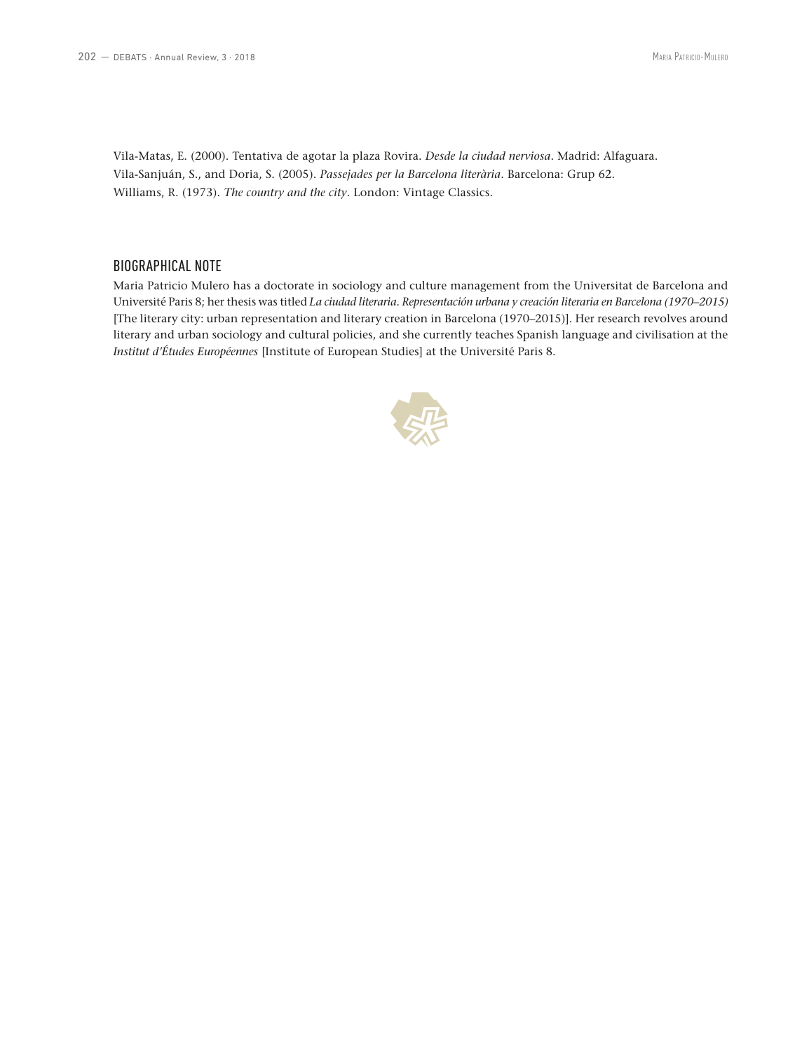Vila-Matas, E. (2000). Tentativa de agotar la plaza Rovira. *Desde la ciudad nerviosa*. Madrid: Alfaguara.
Vila-Sanjuán, S., and Doria, S. (2005). *Passejades per la Barcelona literària*. Barcelona: Grup 62.
Williams, R. (1973). *The country and the city*. London: Vintage Classics.

## BIOGRAPHICAL NOTE

Maria Patricio Mulero has a doctorate in sociology and culture management from the Universitat de Barcelona and Université Paris 8; her thesis was titled *La ciudad literaria. Representación urbana y creación literaria en Barcelona (1970–2015)* [The literary city: urban representation and literary creation in Barcelona (1970–2015)]. Her research revolves around literary and urban sociology and cultural policies, and she currently teaches Spanish language and civilisation at the *Institut d'Études Européennes* [Institute of European Studies] at the Université Paris 8.